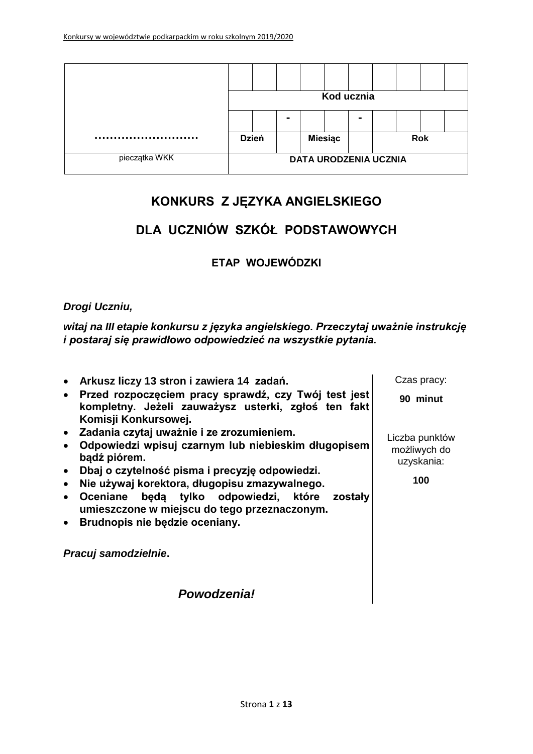| ……………………… | | | | | | | | | | |
|---|---|---|---|---|---|---|---|---|---|---|
| | Kod ucznia | | | | | | | | | |
| | | | - | | | - | | | | |
| | Dzień | | | Miesiąc | | | Rok | | | |
| pieczątka WKK | DATA URODZENIA UCZNIA | | | | | | | | | |

# KONKURS Z JĘZYKA ANGIELSKIEGO

# DLA UCZNIÓW SZKÓŁ PODSTAWOWYCH

## ETAP WOJEWÓDZKI

***Drogi Uczniu,***

***witaj na III etapie konkursu z języka angielskiego. Przeczytaj uważnie instrukcję i postaraj się prawidłowo odpowiedzieć na wszystkie pytania.***

- **Arkusz liczy 13 stron i zawiera 14 zadań.**
- **Przed rozpoczęciem pracy sprawdź, czy Twój test jest kompletny. Jeżeli zauważysz usterki, zgłoś ten fakt Komisji Konkursowej.**
- **Zadania czytaj uważnie i ze zrozumieniem.**
- **Odpowiedzi wpisuj czarnym lub niebieskim długopisem bądź piórem.**
- **Dbaj o czytelność pisma i precyzję odpowiedzi.**
- **Nie używaj korektora, długopisu zmazywalnego.**
- **Oceniane będą tylko odpowiedzi, które zostały umieszczone w miejscu do tego przeznaczonym.**
- **Brudnopis nie będzie oceniany.**

***Pracuj samodzielnie*.**

***Powodzenia!***

Czas pracy:

**90 minut**

Liczba punktów możliwych do uzyskania:

**100**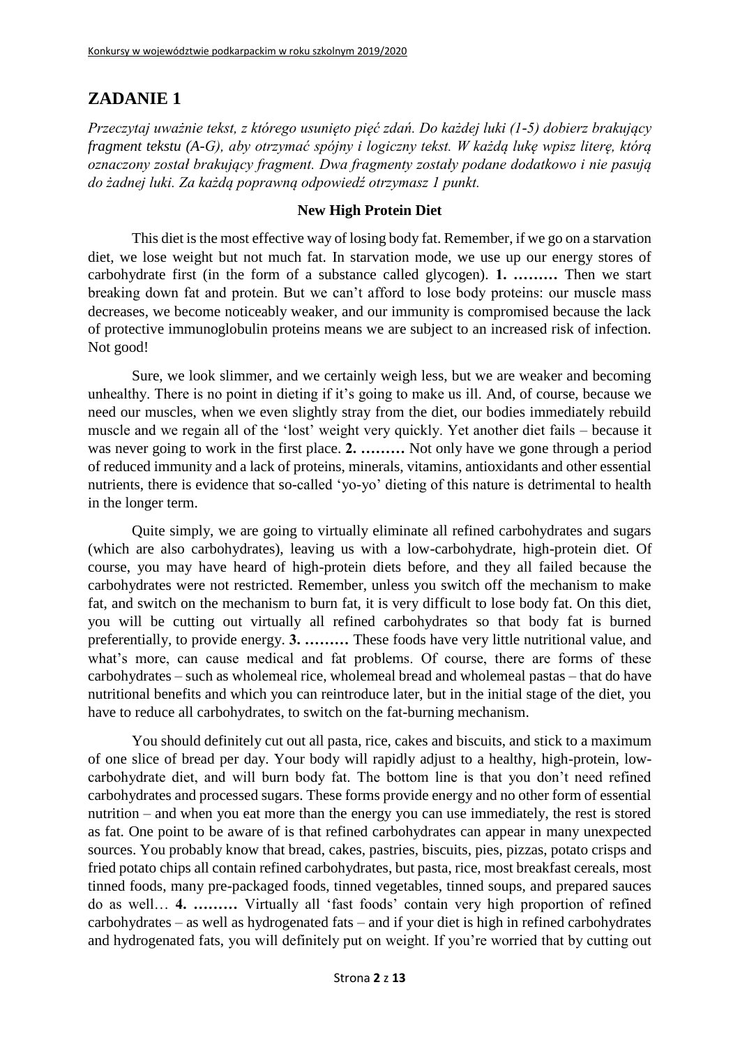## ZADANIE 1

*Przeczytaj uważnie tekst, z którego usunięto pięć zdań. Do każdej luki (1-5) dobierz brakujący fragment tekstu (A-G), aby otrzymać spójny i logiczny tekst. W każdą lukę wpisz literę, którą oznaczony został brakujący fragment. Dwa fragmenty zostały podane dodatkowo i nie pasują do żadnej luki. Za każdą poprawną odpowiedź otrzymasz 1 punkt.*

**New High Protein Diet**

This diet is the most effective way of losing body fat. Remember, if we go on a starvation diet, we lose weight but not much fat. In starvation mode, we use up our energy stores of carbohydrate first (in the form of a substance called glycogen). **1. ………** Then we start breaking down fat and protein. But we can't afford to lose body proteins: our muscle mass decreases, we become noticeably weaker, and our immunity is compromised because the lack of protective immunoglobulin proteins means we are subject to an increased risk of infection. Not good!

Sure, we look slimmer, and we certainly weigh less, but we are weaker and becoming unhealthy. There is no point in dieting if it's going to make us ill. And, of course, because we need our muscles, when we even slightly stray from the diet, our bodies immediately rebuild muscle and we regain all of the 'lost' weight very quickly. Yet another diet fails – because it was never going to work in the first place. **2. ………** Not only have we gone through a period of reduced immunity and a lack of proteins, minerals, vitamins, antioxidants and other essential nutrients, there is evidence that so-called 'yo-yo' dieting of this nature is detrimental to health in the longer term.

Quite simply, we are going to virtually eliminate all refined carbohydrates and sugars (which are also carbohydrates), leaving us with a low-carbohydrate, high-protein diet. Of course, you may have heard of high-protein diets before, and they all failed because the carbohydrates were not restricted. Remember, unless you switch off the mechanism to make fat, and switch on the mechanism to burn fat, it is very difficult to lose body fat. On this diet, you will be cutting out virtually all refined carbohydrates so that body fat is burned preferentially, to provide energy. **3. ………** These foods have very little nutritional value, and what's more, can cause medical and fat problems. Of course, there are forms of these carbohydrates – such as wholemeal rice, wholemeal bread and wholemeal pastas – that do have nutritional benefits and which you can reintroduce later, but in the initial stage of the diet, you have to reduce all carbohydrates, to switch on the fat-burning mechanism.

You should definitely cut out all pasta, rice, cakes and biscuits, and stick to a maximum of one slice of bread per day. Your body will rapidly adjust to a healthy, high-protein, low-carbohydrate diet, and will burn body fat. The bottom line is that you don't need refined carbohydrates and processed sugars. These forms provide energy and no other form of essential nutrition – and when you eat more than the energy you can use immediately, the rest is stored as fat. One point to be aware of is that refined carbohydrates can appear in many unexpected sources. You probably know that bread, cakes, pastries, biscuits, pies, pizzas, potato crisps and fried potato chips all contain refined carbohydrates, but pasta, rice, most breakfast cereals, most tinned foods, many pre-packaged foods, tinned vegetables, tinned soups, and prepared sauces do as well… **4. ………** Virtually all 'fast foods' contain very high proportion of refined carbohydrates – as well as hydrogenated fats – and if your diet is high in refined carbohydrates and hydrogenated fats, you will definitely put on weight. If you're worried that by cutting out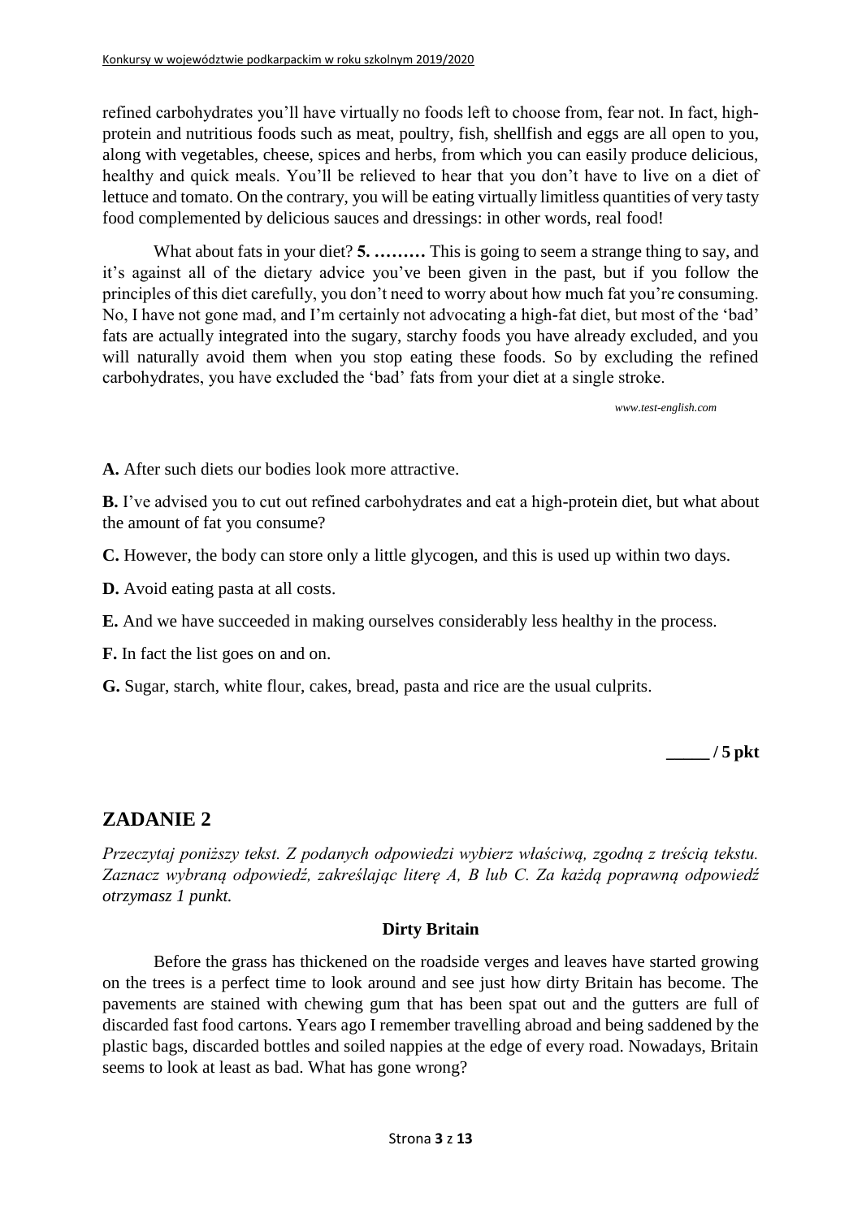refined carbohydrates you'll have virtually no foods left to choose from, fear not. In fact, high-protein and nutritious foods such as meat, poultry, fish, shellfish and eggs are all open to you, along with vegetables, cheese, spices and herbs, from which you can easily produce delicious, healthy and quick meals. You'll be relieved to hear that you don't have to live on a diet of lettuce and tomato. On the contrary, you will be eating virtually limitless quantities of very tasty food complemented by delicious sauces and dressings: in other words, real food!

What about fats in your diet? **5. ………** This is going to seem a strange thing to say, and it's against all of the dietary advice you've been given in the past, but if you follow the principles of this diet carefully, you don't need to worry about how much fat you're consuming. No, I have not gone mad, and I'm certainly not advocating a high-fat diet, but most of the 'bad' fats are actually integrated into the sugary, starchy foods you have already excluded, and you will naturally avoid them when you stop eating these foods. So by excluding the refined carbohydrates, you have excluded the 'bad' fats from your diet at a single stroke.

*www.test-english.com*

**A.** After such diets our bodies look more attractive.

**B.** I've advised you to cut out refined carbohydrates and eat a high-protein diet, but what about the amount of fat you consume?

**C.** However, the body can store only a little glycogen, and this is used up within two days.

**D.** Avoid eating pasta at all costs.

**E.** And we have succeeded in making ourselves considerably less healthy in the process.

**F.** In fact the list goes on and on.

**G.** Sugar, starch, white flour, cakes, bread, pasta and rice are the usual culprits.

**_____ / 5 pkt**

## ZADANIE 2

*Przeczytaj poniższy tekst. Z podanych odpowiedzi wybierz właściwą, zgodną z treścią tekstu. Zaznacz wybraną odpowiedź, zakreślając literę A, B lub C. Za każdą poprawną odpowiedź otrzymasz 1 punkt.*

### Dirty Britain

Before the grass has thickened on the roadside verges and leaves have started growing on the trees is a perfect time to look around and see just how dirty Britain has become. The pavements are stained with chewing gum that has been spat out and the gutters are full of discarded fast food cartons. Years ago I remember travelling abroad and being saddened by the plastic bags, discarded bottles and soiled nappies at the edge of every road. Nowadays, Britain seems to look at least as bad. What has gone wrong?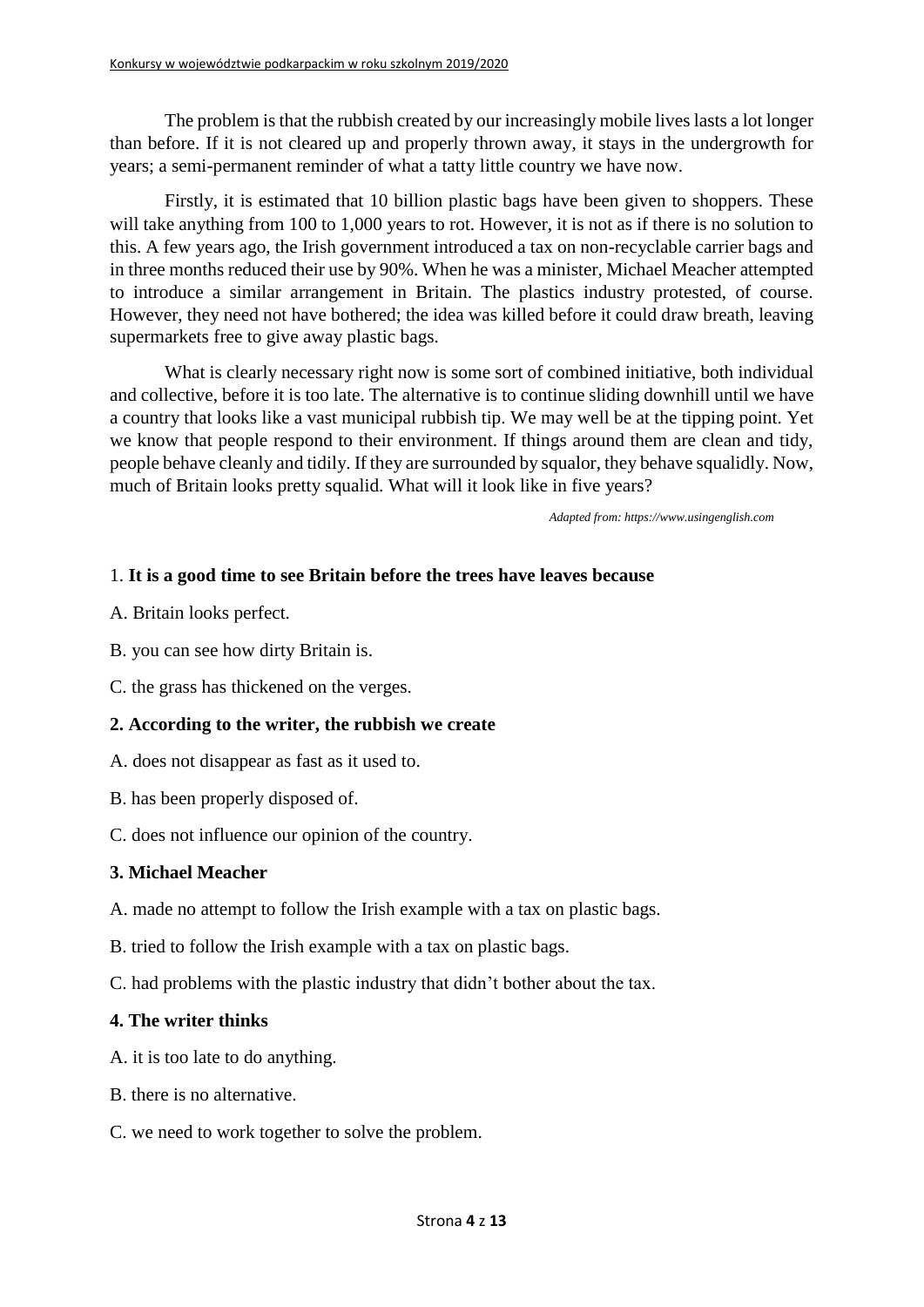The problem is that the rubbish created by our increasingly mobile lives lasts a lot longer than before. If it is not cleared up and properly thrown away, it stays in the undergrowth for years; a semi-permanent reminder of what a tatty little country we have now.

Firstly, it is estimated that 10 billion plastic bags have been given to shoppers. These will take anything from 100 to 1,000 years to rot. However, it is not as if there is no solution to this. A few years ago, the Irish government introduced a tax on non-recyclable carrier bags and in three months reduced their use by 90%. When he was a minister, Michael Meacher attempted to introduce a similar arrangement in Britain. The plastics industry protested, of course. However, they need not have bothered; the idea was killed before it could draw breath, leaving supermarkets free to give away plastic bags.

What is clearly necessary right now is some sort of combined initiative, both individual and collective, before it is too late. The alternative is to continue sliding downhill until we have a country that looks like a vast municipal rubbish tip. We may well be at the tipping point. Yet we know that people respond to their environment. If things around them are clean and tidy, people behave cleanly and tidily. If they are surrounded by squalor, they behave squalidly. Now, much of Britain looks pretty squalid. What will it look like in five years?

*Adapted from: https://www.usingenglish.com*

1. **It is a good time to see Britain before the trees have leaves because**

A. Britain looks perfect.

B. you can see how dirty Britain is.

C. the grass has thickened on the verges.

**2. According to the writer, the rubbish we create**

A. does not disappear as fast as it used to.

B. has been properly disposed of.

C. does not influence our opinion of the country.

**3. Michael Meacher**

A. made no attempt to follow the Irish example with a tax on plastic bags.

B. tried to follow the Irish example with a tax on plastic bags.

C. had problems with the plastic industry that didn't bother about the tax.

**4. The writer thinks**

A. it is too late to do anything.

B. there is no alternative.

C. we need to work together to solve the problem.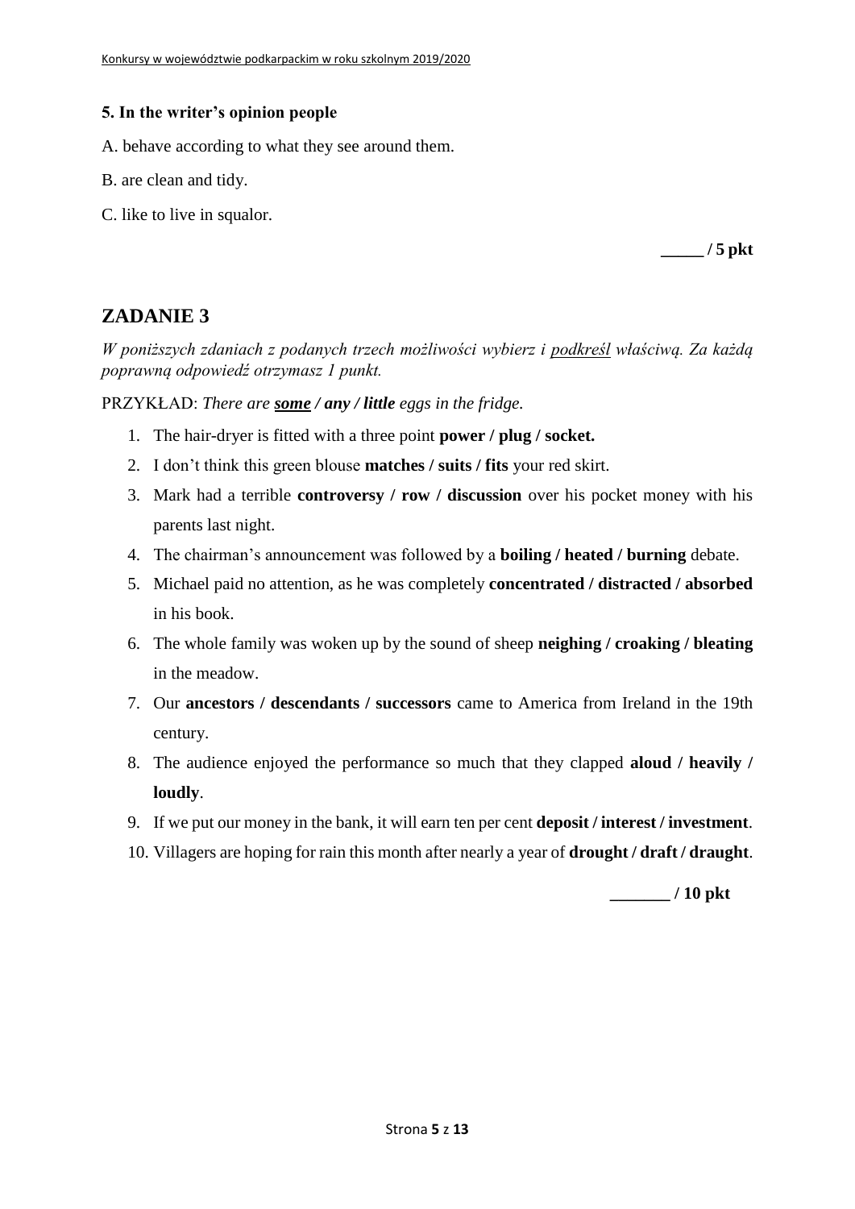**5. In the writer's opinion people**

A. behave according to what they see around them.

B. are clean and tidy.

C. like to live in squalor.

**_____ / 5 pkt**

## ZADANIE 3

*W poniższych zdaniach z podanych trzech możliwości wybierz i* <u>*podkreśl*</u> *właściwą. Za każdą poprawną odpowiedź otrzymasz 1 punkt.*

PRZYKŁAD: *There are* <u>***some***</u> ***/ any / little*** *eggs in the fridge.*

1. The hair-dryer is fitted with a three point **power / plug / socket.**
2. I don't think this green blouse **matches / suits / fits** your red skirt.
3. Mark had a terrible **controversy / row / discussion** over his pocket money with his parents last night.
4. The chairman's announcement was followed by a **boiling / heated / burning** debate.
5. Michael paid no attention, as he was completely **concentrated / distracted / absorbed** in his book.
6. The whole family was woken up by the sound of sheep **neighing / croaking / bleating** in the meadow.
7. Our **ancestors / descendants / successors** came to America from Ireland in the 19th century.
8. The audience enjoyed the performance so much that they clapped **aloud / heavily / loudly**.
9. If we put our money in the bank, it will earn ten per cent **deposit / interest / investment**.
10. Villagers are hoping for rain this month after nearly a year of **drought / draft / draught**.

**_______ / 10 pkt**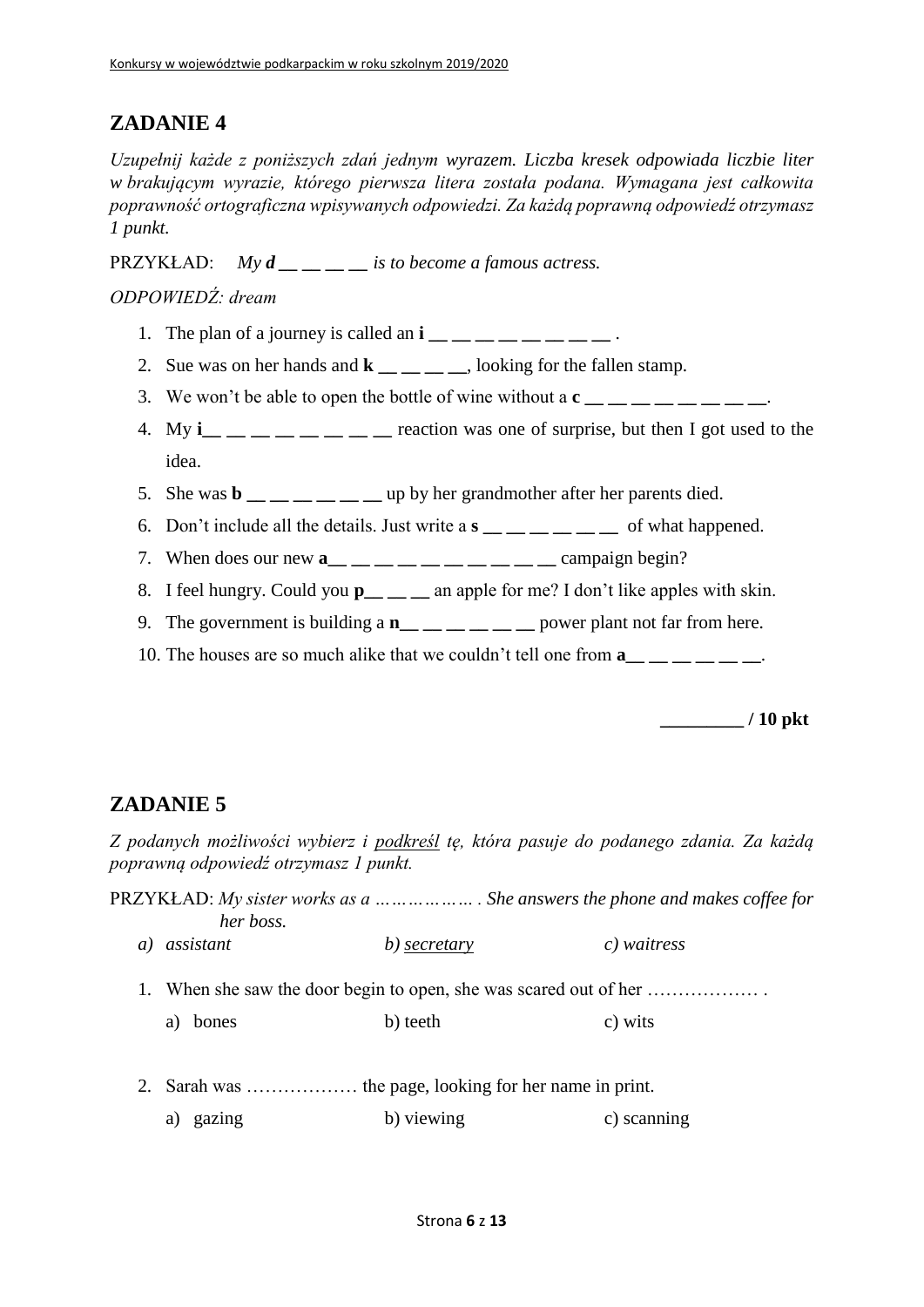## ZADANIE 4

*Uzupełnij każde z poniższych zdań jednym wyrazem. Liczba kresek odpowiada liczbie liter w brakującym wyrazie, którego pierwsza litera została podana. Wymagana jest całkowita poprawność ortograficzna wpisywanych odpowiedzi. Za każdą poprawną odpowiedź otrzymasz 1 punkt.*

PRZYKŁAD: *My **d** __ __ __ __ is to become a famous actress.*

*ODPOWIEDŹ: dream*

1. The plan of a journey is called an **i** __ __ __ __ __ __ __ __ __ .
2. Sue was on her hands and **k** __ __ __ __, looking for the fallen stamp.
3. We won't be able to open the bottle of wine without a **c** __ __ __ __ __ __ __ __ __.
4. My **i**__ __ __ __ __ __ __ __ __ reaction was one of surprise, but then I got used to the idea.
5. She was **b** __ __ __ __ __ __ up by her grandmother after her parents died.
6. Don't include all the details. Just write a **s** __ __ __ __ __ __ of what happened.
7. When does our new **a**__ __ __ __ __ __ __ __ __ __ __ campaign begin?
8. I feel hungry. Could you **p**__ __ __ an apple for me? I don't like apples with skin.
9. The government is building a **n**__ __ __ __ __ __ power plant not far from here.
10. The houses are so much alike that we couldn't tell one from **a**__ __ __ __ __ __.

**_________ / 10 pkt**

## ZADANIE 5

*Z podanych możliwości wybierz i* <u>*podkreśl*</u> *tę, która pasuje do podanego zdania. Za każdą poprawną odpowiedź otrzymasz 1 punkt.*

PRZYKŁAD: *My sister works as a ……………… . She answers the phone and makes coffee for her boss.*

*a) assistant* *b)* <u>*secretary*</u> *c) waitress*

1. When she saw the door begin to open, she was scared out of her ……………… .

   a) bones b) teeth c) wits

2. Sarah was ……………… the page, looking for her name in print.

   a) gazing b) viewing c) scanning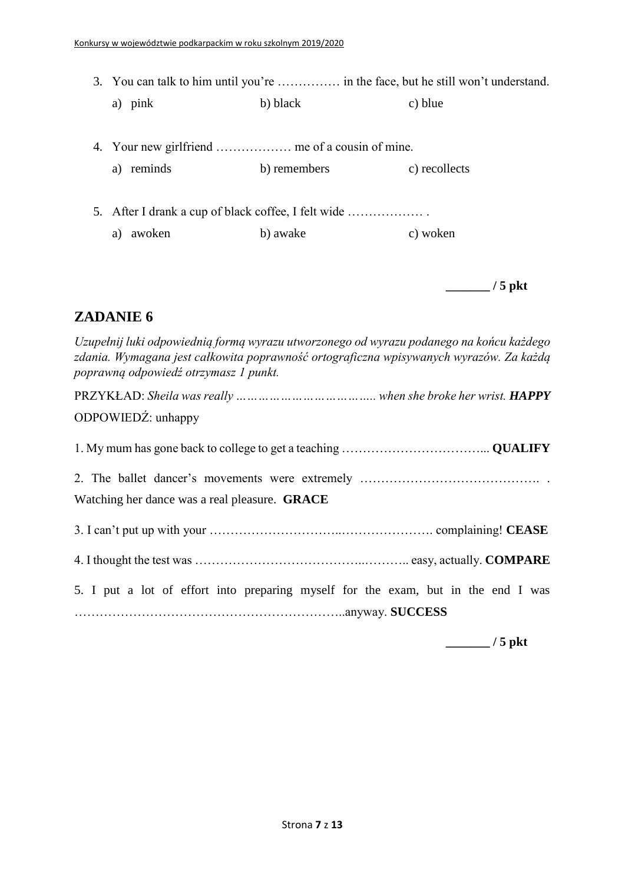3. You can talk to him until you're …………… in the face, but he still won't understand.

   a) pink b) black c) blue

4. Your new girlfriend ……………… me of a cousin of mine.

   a) reminds b) remembers c) recollects

5. After I drank a cup of black coffee, I felt wide ……………… .

   a) awoken b) awake c) woken

**_______ / 5 pkt**

## ZADANIE 6

*Uzupełnij luki odpowiednią formą wyrazu utworzonego od wyrazu podanego na końcu każdego zdania. Wymagana jest całkowita poprawność ortograficzna wpisywanych wyrazów. Za każdą poprawną odpowiedź otrzymasz 1 punkt.*

PRZYKŁAD: *Sheila was really ……………………………….. when she broke her wrist.* ***HAPPY***

ODPOWIEDŹ: unhappy

1. My mum has gone back to college to get a teaching …………………………….... **QUALIFY**

2. The ballet dancer's movements were extremely ……………………………………. . Watching her dance was a real pleasure. **GRACE**

3. I can't put up with your …………………………..…………………. complaining! **CEASE**

4. I thought the test was ………………………………...……….. easy, actually. **COMPARE**

5. I put a lot of effort into preparing myself for the exam, but in the end I was ………………………………………………………..anyway. **SUCCESS**

**_______ / 5 pkt**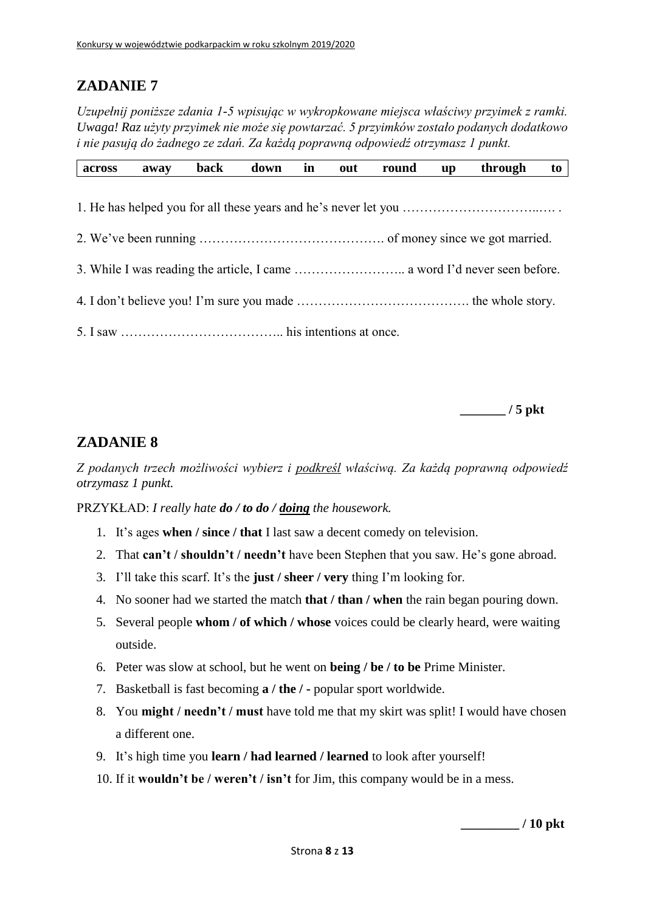## ZADANIE 7

*Uzupełnij poniższe zdania 1-5 wpisując w wykropkowane miejsca właściwy przyimek z ramki. Uwaga! Raz użyty przyimek nie może się powtarzać. 5 przyimków zostało podanych dodatkowo i nie pasują do żadnego ze zdań. Za każdą poprawną odpowiedź otrzymasz 1 punkt.*

| across | away | back | down | in | out | round | up | through | to |
|---|---|---|---|---|---|---|---|---|---|

1. He has helped you for all these years and he's never let you …………………………..…. .

2. We've been running ……………………………………. of money since we got married.

3. While I was reading the article, I came …………………….. a word I'd never seen before.

4. I don't believe you! I'm sure you made …………………………………. the whole story.

5. I saw ……………………………….. his intentions at once.

**_______ / 5 pkt**

## ZADANIE 8

*Z podanych trzech możliwości wybierz i podkreśl właściwą. Za każdą poprawną odpowiedź otrzymasz 1 punkt.*

PRZYKŁAD: *I really hate* ***do / to do / doing*** *the housework.*

1. It's ages **when / since / that** I last saw a decent comedy on television.
2. That **can't / shouldn't / needn't** have been Stephen that you saw. He's gone abroad.
3. I'll take this scarf. It's the **just / sheer / very** thing I'm looking for.
4. No sooner had we started the match **that / than / when** the rain began pouring down.
5. Several people **whom / of which / whose** voices could be clearly heard, were waiting outside.
6. Peter was slow at school, but he went on **being / be / to be** Prime Minister.
7. Basketball is fast becoming **a / the / -** popular sport worldwide.
8. You **might / needn't / must** have told me that my skirt was split! I would have chosen a different one.
9. It's high time you **learn / had learned / learned** to look after yourself!
10. If it **wouldn't be / weren't / isn't** for Jim, this company would be in a mess.

**_________ / 10 pkt**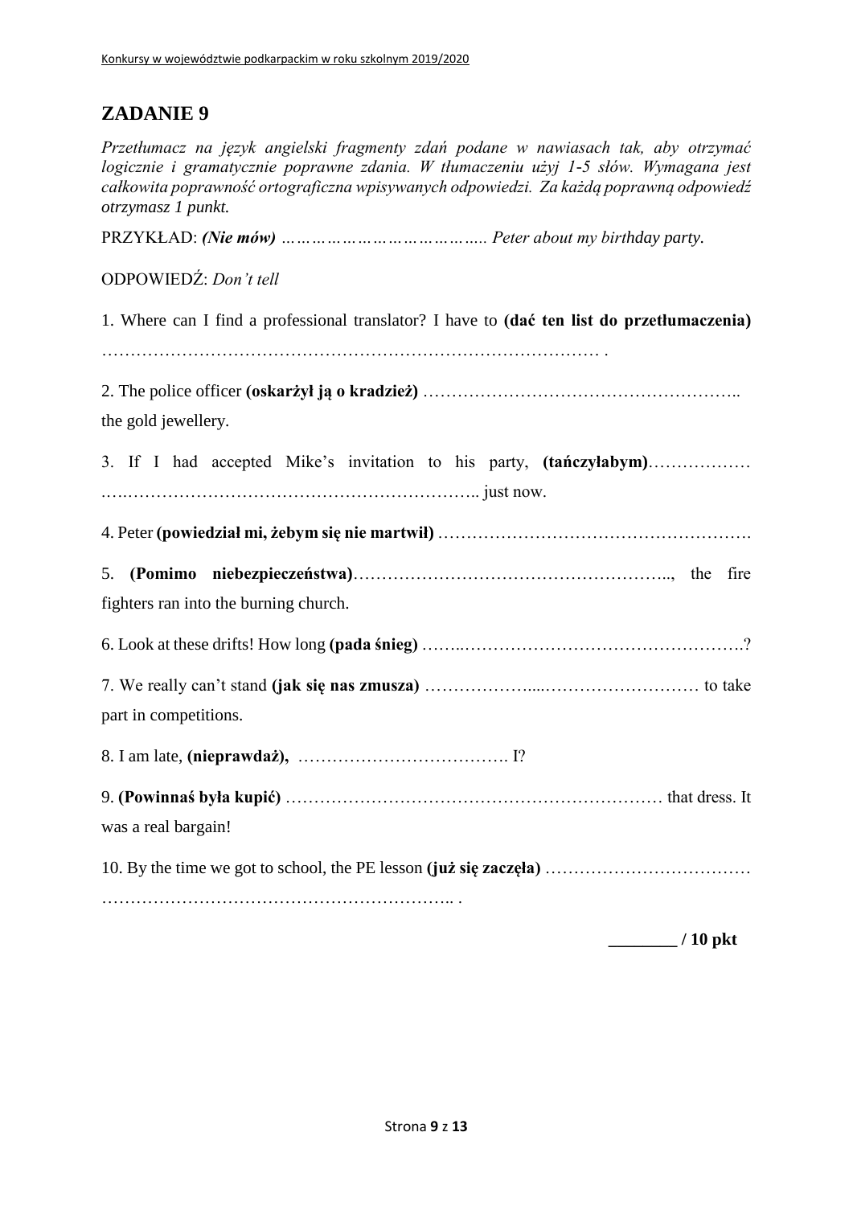## ZADANIE 9

*Przetłumacz na język angielski fragmenty zdań podane w nawiasach tak, aby otrzymać logicznie i gramatycznie poprawne zdania. W tłumaczeniu użyj 1-5 słów. Wymagana jest całkowita poprawność ortograficzna wpisywanych odpowiedzi. Za każdą poprawną odpowiedź otrzymasz 1 punkt.*

PRZYKŁAD: ***(Nie mów)*** *………………………………….. Peter about my birthday party.*

ODPOWIEDŹ: *Don't tell*

1. Where can I find a professional translator? I have to **(dać ten list do przetłumaczenia)** …………………………………………………………………………… .

2. The police officer **(oskarżył ją o kradzież)** ……………………………………………….. the gold jewellery.

3. If I had accepted Mike's invitation to his party, **(tańczyłabym)**……………… ……………………………………………………….. just now.

4. Peter **(powiedział mi, żebym się nie martwił)** ……………………………………………….

5. **(Pomimo niebezpieczeństwa)**…………………………………………….., the fire fighters ran into the burning church.

6. Look at these drifts! How long **(pada śnieg)** ……..………………………………………….?

7. We really can't stand **(jak się nas zmusza)** ………………...……………………… to take part in competitions.

8. I am late, **(nieprawdaż),** ………………………………. I?

9. **(Powinnaś była kupić)** ………………………………………………………… that dress. It was a real bargain!

10. By the time we got to school, the PE lesson **(już się zaczęła)** ……………………………… …………………………………………………….. .

**________ / 10 pkt**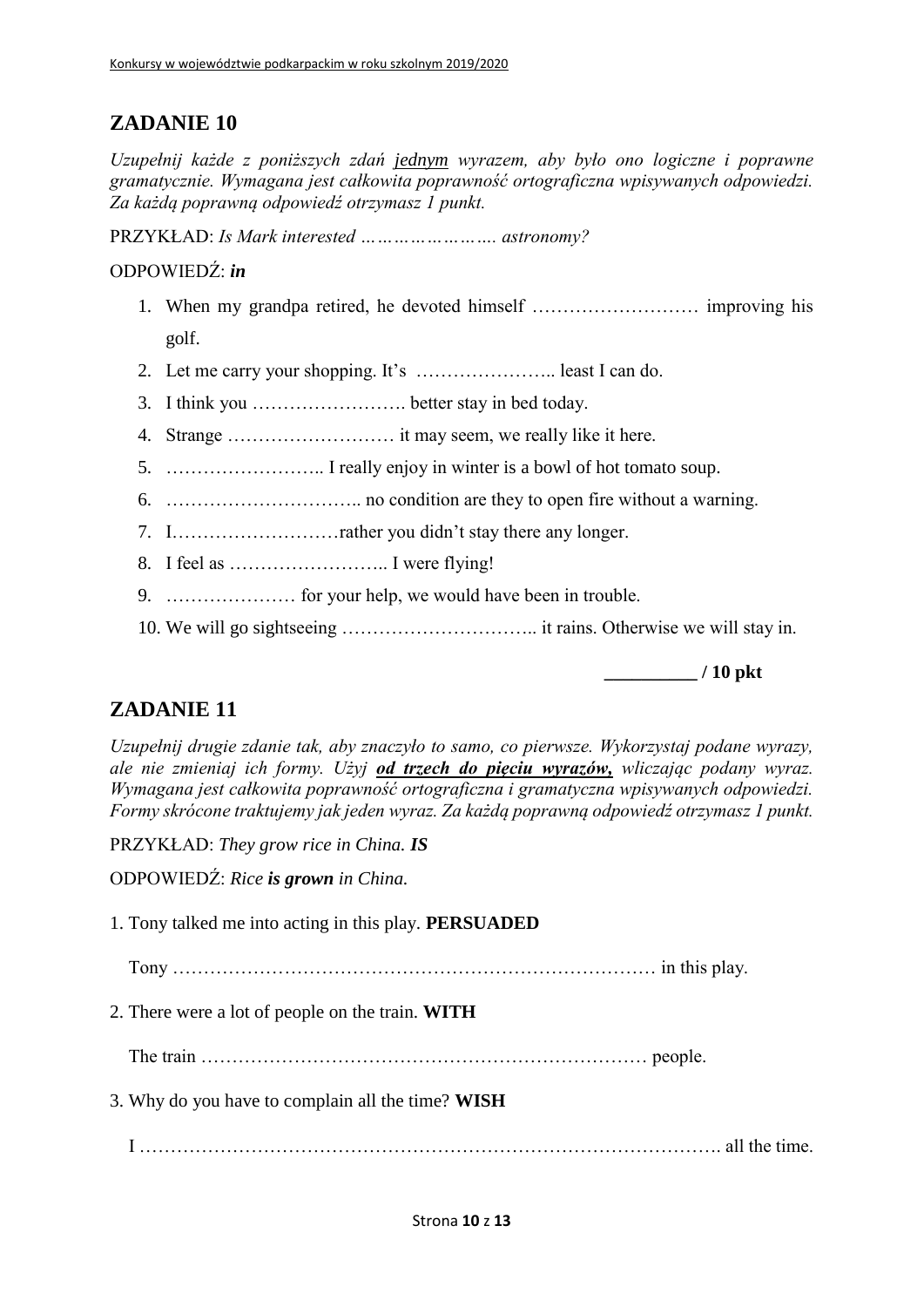## ZADANIE 10

*Uzupełnij każde z poniższych zdań jednym wyrazem, aby było ono logiczne i poprawne gramatycznie. Wymagana jest całkowita poprawność ortograficzna wpisywanych odpowiedzi. Za każdą poprawną odpowiedź otrzymasz 1 punkt.*

PRZYKŁAD: *Is Mark interested …………………… astronomy?*

ODPOWIEDŹ: ***in***

1. When my grandpa retired, he devoted himself ……………………… improving his golf.
2. Let me carry your shopping. It's ………………….. least I can do.
3. I think you ……………………. better stay in bed today.
4. Strange ……………………… it may seem, we really like it here.
5. …………………….. I really enjoy in winter is a bowl of hot tomato soup.
6. ………………………….. no condition are they to open fire without a warning.
7. I………………………rather you didn't stay there any longer.
8. I feel as …………………….. I were flying!
9. ………………… for your help, we would have been in trouble.
10. We will go sightseeing ………………………….. it rains. Otherwise we will stay in.

**__________ / 10 pkt**

## ZADANIE 11

*Uzupełnij drugie zdanie tak, aby znaczyło to samo, co pierwsze. Wykorzystaj podane wyrazy, ale nie zmieniaj ich formy. Użyj **od trzech do pięciu wyrazów,** wliczając podany wyraz. Wymagana jest całkowita poprawność ortograficzna i gramatyczna wpisywanych odpowiedzi. Formy skrócone traktujemy jak jeden wyraz. Za każdą poprawną odpowiedź otrzymasz 1 punkt.*

PRZYKŁAD: *They grow rice in China.* ***IS***

ODPOWIEDŹ: *Rice **is grown** in China.*

1. Tony talked me into acting in this play. **PERSUADED**

   Tony ……………………………………………………………………… in this play.

2. There were a lot of people on the train. **WITH**

   The train ……………………………………………………………… people.

3. Why do you have to complain all the time? **WISH**

   I ………………………………………………………………………………. all the time.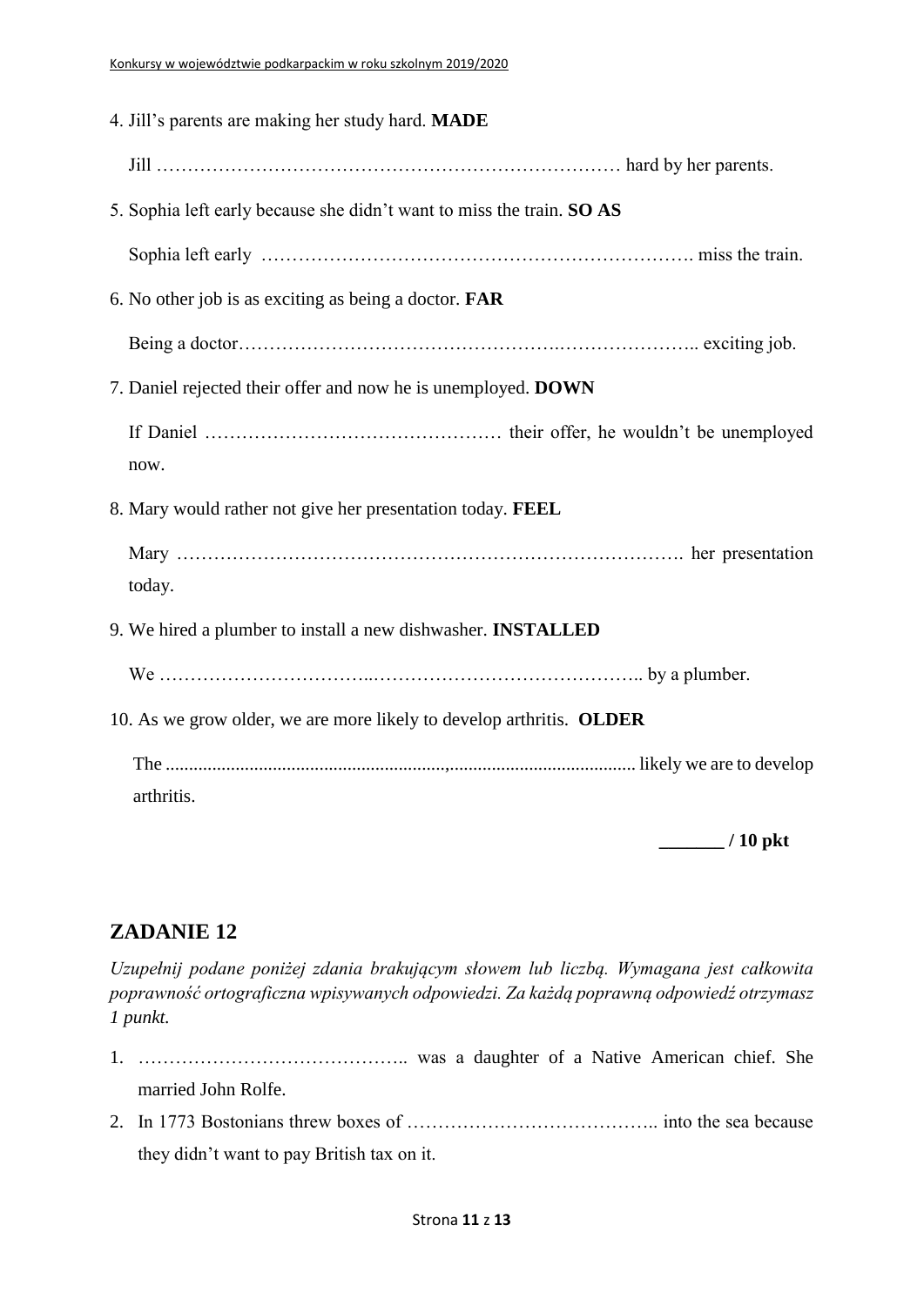4. Jill's parents are making her study hard. **MADE**

   Jill ………………………………………………………………… hard by her parents.

5. Sophia left early because she didn't want to miss the train. **SO AS**

   Sophia left early ……………………………………………………………. miss the train.

6. No other job is as exciting as being a doctor. **FAR**

   Being a doctor…………………………………………….………………….. exciting job.

7. Daniel rejected their offer and now he is unemployed. **DOWN**

   If Daniel ………………………………………… their offer, he wouldn't be unemployed now.

8. Mary would rather not give her presentation today. **FEEL**

   Mary ………………………………………………………………………. her presentation today.

9. We hired a plumber to install a new dishwasher. **INSTALLED**

   We ……………………………..…………………………………….. by a plumber.

10. As we grow older, we are more likely to develop arthritis. **OLDER**

    The ...................................................................,....................................... likely we are to develop arthritis.

**_______ / 10 pkt**

## ZADANIE 12

*Uzupełnij podane poniżej zdania brakującym słowem lub liczbą. Wymagana jest całkowita poprawność ortograficzna wpisywanych odpowiedzi. Za każdą poprawną odpowiedź otrzymasz 1 punkt.*

1. …………………………………….. was a daughter of a Native American chief. She married John Rolfe.
2. In 1773 Bostonians threw boxes of ………………………………….. into the sea because they didn't want to pay British tax on it.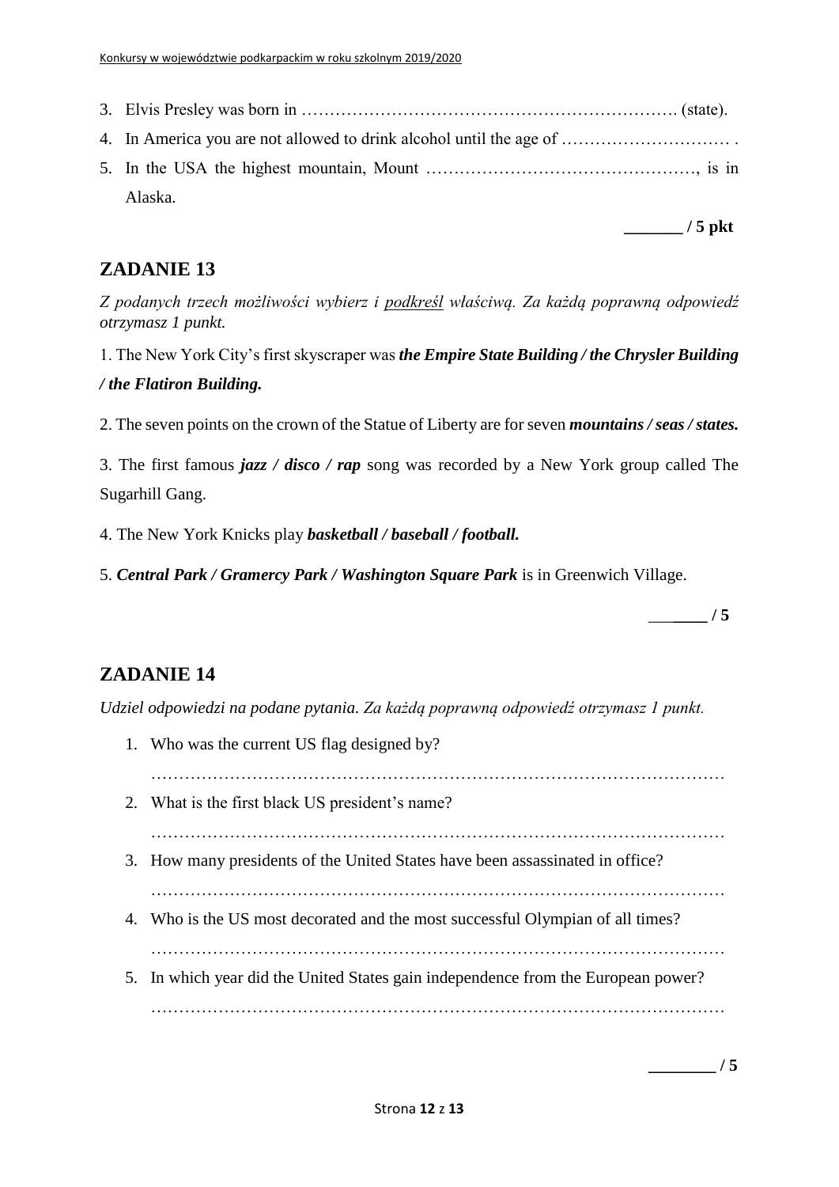3. Elvis Presley was born in …………………………………………………………. (state).
4. In America you are not allowed to drink alcohol until the age of ………………………… .
5. In the USA the highest mountain, Mount ………………………………………., is in Alaska.

**_______ / 5 pkt**

## ZADANIE 13

*Z podanych trzech możliwości wybierz i <u>podkreśl</u> właściwą. Za każdą poprawną odpowiedź otrzymasz 1 punkt.*

1. The New York City's first skyscraper was ***the Empire State Building / the Chrysler Building / the Flatiron Building.***

2. The seven points on the crown of the Statue of Liberty are for seven ***mountains / seas / states.***

3. The first famous ***jazz / disco / rap*** song was recorded by a New York group called The Sugarhill Gang.

4. The New York Knicks play ***basketball / baseball / football.***

5. ***Central Park / Gramercy Park / Washington Square Park*** is in Greenwich Village.

**_______ / 5**

## ZADANIE 14

*Udziel odpowiedzi na podane pytania. Za każdą poprawną odpowiedź otrzymasz 1 punkt.*

1. Who was the current US flag designed by?
   ……………………………………………………………………………………………
2. What is the first black US president's name?
   ……………………………………………………………………………………………
3. How many presidents of the United States have been assassinated in office?
   ……………………………………………………………………………………………
4. Who is the US most decorated and the most successful Olympian of all times?
   ……………………………………………………………………………………………
5. In which year did the United States gain independence from the European power?
   ……………………………………………………………………………………………

**________ / 5**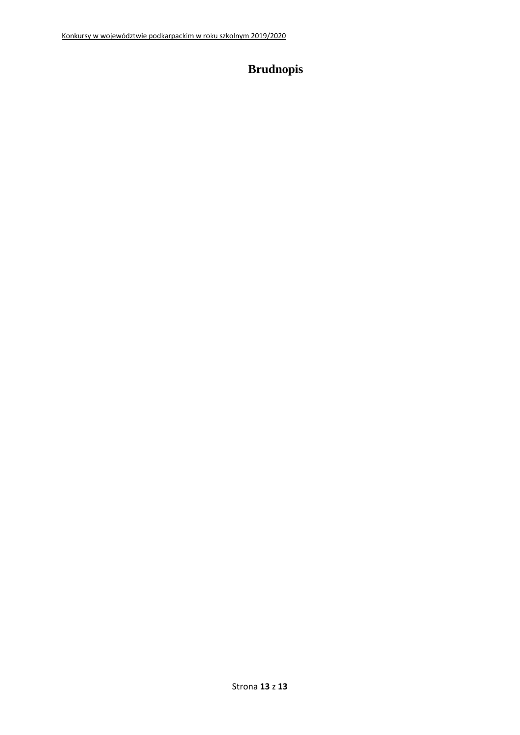# Brudnopis